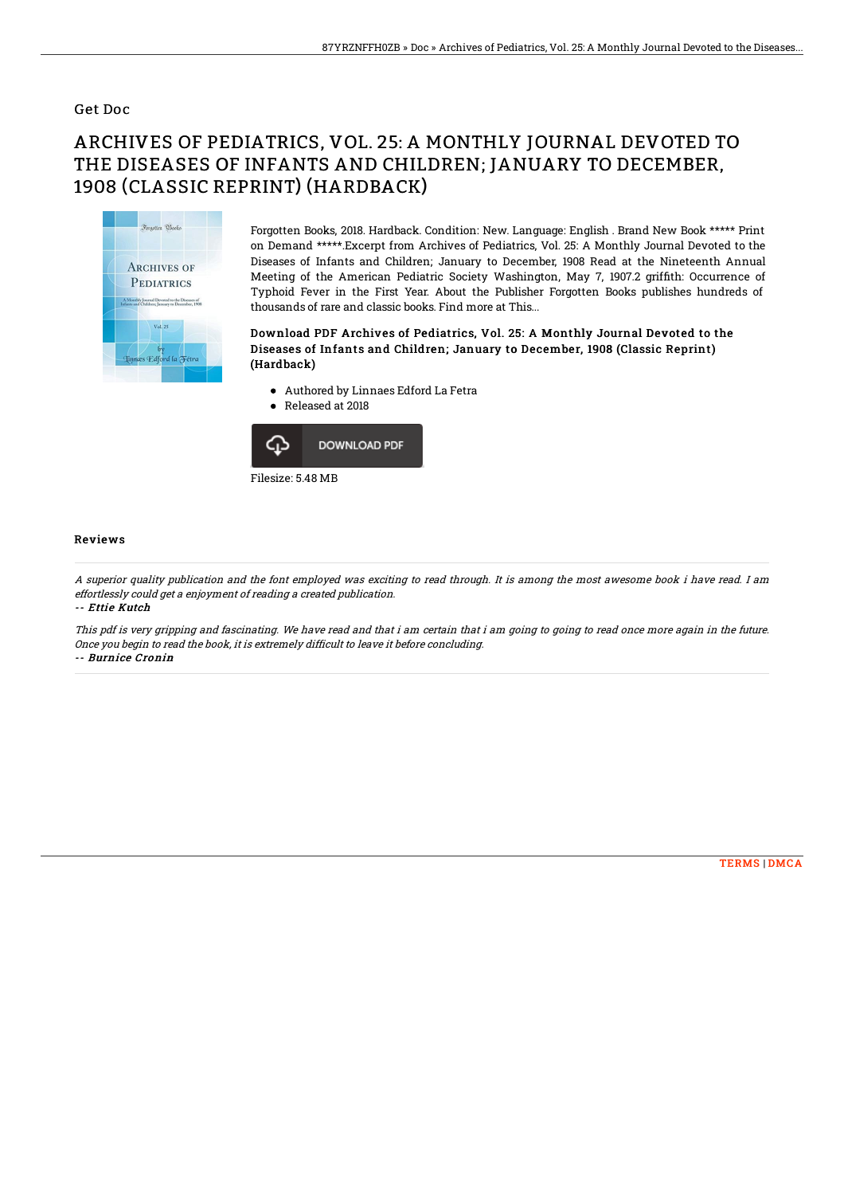Get Doc

# ARCHIVES OF PEDIATRICS, VOL. 25: A MONTHLY JOURNAL DEVOTED TO THE DISEASES OF INFANTS AND CHILDREN; JANUARY TO DECEMBER, 1908 (CLASSIC REPRINT) (HARDBACK)

Forgotten Books, 2018. Hardback. Condition: New. Language: English . Brand New Book ***** Print on Demand *****.Excerpt from Archives of Pediatrics, Vol. 25: A Monthly Journal Devoted to the Diseases of Infants and Children; January to December, 1908 Read at the Nineteenth Annual Meeting of the American Pediatric Society Washington, May 7, 1907.2 griffith: Occurrence of Typhoid Fever in the First Year. About the Publisher Forgotten Books publishes hundreds of thousands of rare and classic books. Find more at This...

### Download PDF Archives of Pediatrics, Vol. 25: A Monthly Journal Devoted to the Diseases of Infants and Children; January to December, 1908 (Classic Reprint) (Hardback)

- Authored by Linnaes Edford La Fetra
- Released at 2018

DOWNLOAD PDF

Filesize: 5.48 MB

## Reviews

*A superior quality publication and the font employed was exciting to read through. It is among the most awesome book i have read. I am effortlessly could get a enjoyment of reading a created publication.*

*-- Ettie Kutch*

*This pdf is very gripping and fascinating. We have read and that i am certain that i am going to going to read once more again in the future. Once you begin to read the book, it is extremely difficult to leave it before concluding.*

*-- Burnice Cronin*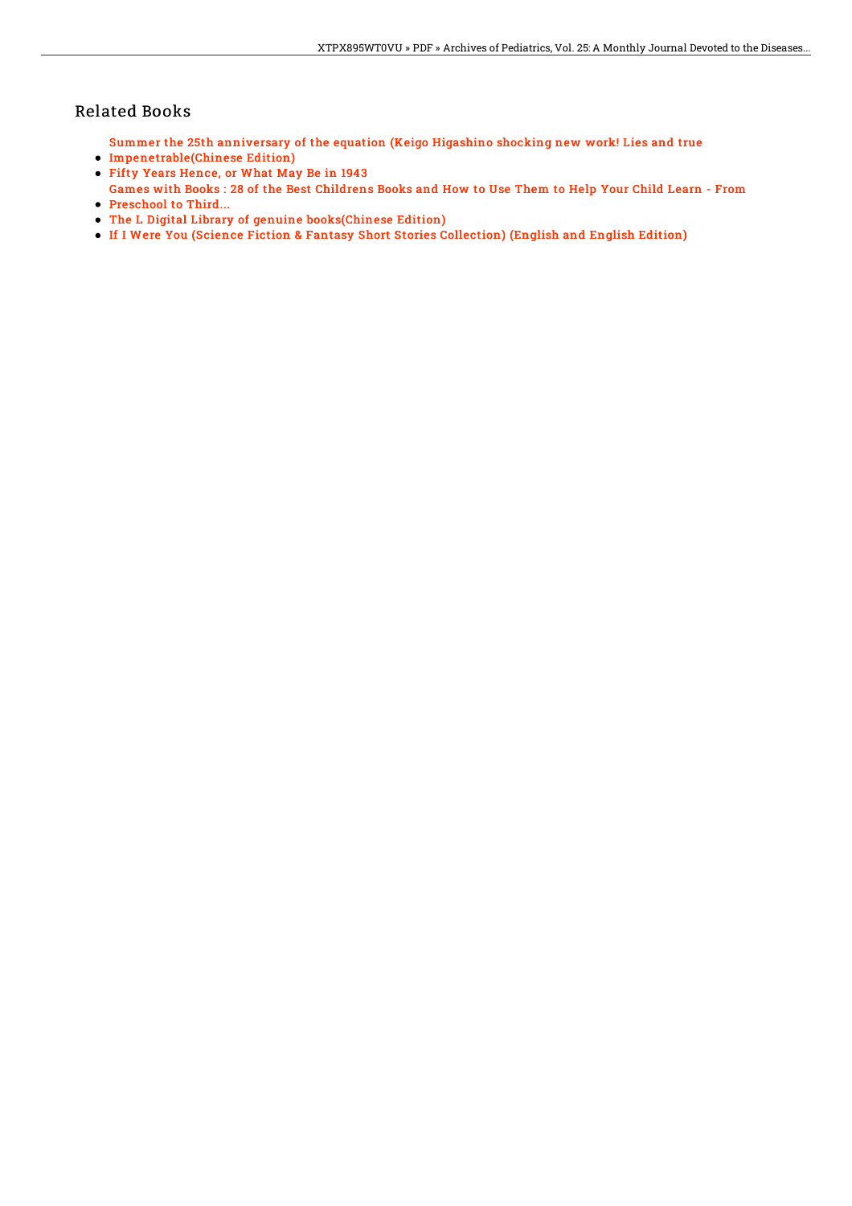## Related Books

- Summer the 25th anniversary of the equation (Keigo Higashino shocking new work! Lies and true Impenetrable(Chinese Edition)
- Fifty Years Hence, or What May Be in 1943
- Games with Books : 28 of the Best Childrens Books and How to Use Them to Help Your Child Learn - From Preschool to Third...
- The L Digital Library of genuine books(Chinese Edition)
- If I Were You (Science Fiction & Fantasy Short Stories Collection) (English and English Edition)